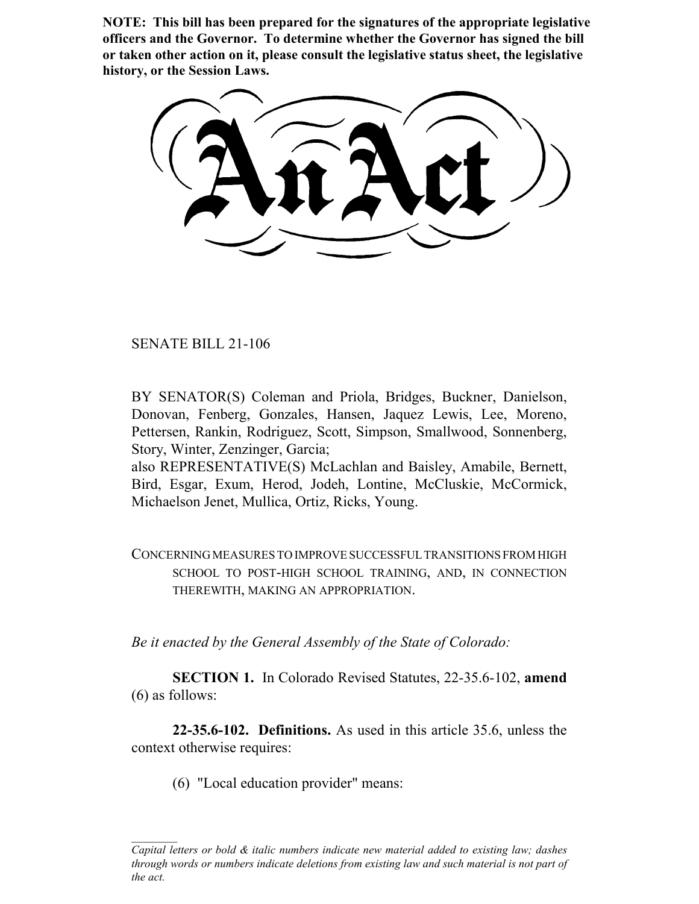**NOTE: This bill has been prepared for the signatures of the appropriate legislative officers and the Governor. To determine whether the Governor has signed the bill or taken other action on it, please consult the legislative status sheet, the legislative history, or the Session Laws.**

# An Act

SENATE BILL 21-106

BY SENATOR(S) Coleman and Priola, Bridges, Buckner, Danielson, Donovan, Fenberg, Gonzales, Hansen, Jaquez Lewis, Lee, Moreno, Pettersen, Rankin, Rodriguez, Scott, Simpson, Smallwood, Sonnenberg, Story, Winter, Zenzinger, Garcia;
also REPRESENTATIVE(S) McLachlan and Baisley, Amabile, Bernett, Bird, Esgar, Exum, Herod, Jodeh, Lontine, McCluskie, McCormick, Michaelson Jenet, Mullica, Ortiz, Ricks, Young.

CONCERNING MEASURES TO IMPROVE SUCCESSFUL TRANSITIONS FROM HIGH SCHOOL TO POST-HIGH SCHOOL TRAINING, AND, IN CONNECTION THEREWITH, MAKING AN APPROPRIATION.

*Be it enacted by the General Assembly of the State of Colorado:*

**SECTION 1.** In Colorado Revised Statutes, 22-35.6-102, **amend** (6) as follows:

**22-35.6-102. Definitions.** As used in this article 35.6, unless the context otherwise requires:

(6) "Local education provider" means:

---

*Capital letters or bold & italic numbers indicate new material added to existing law; dashes through words or numbers indicate deletions from existing law and such material is not part of the act.*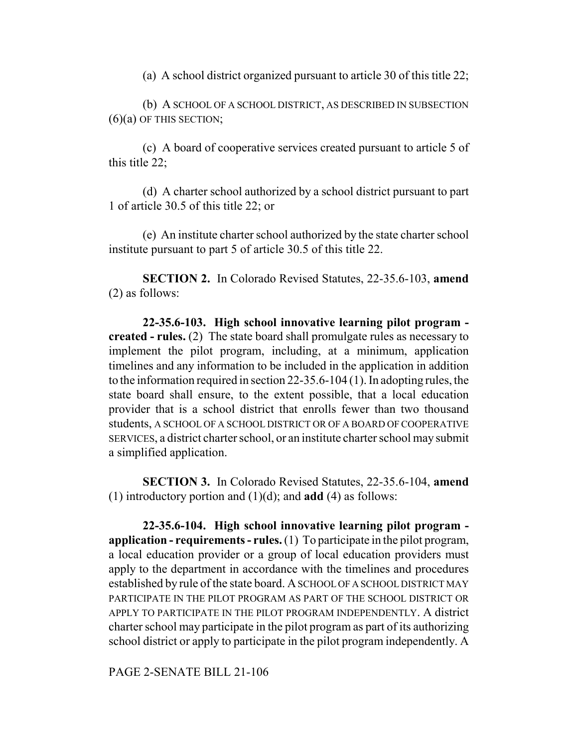(a) A school district organized pursuant to article 30 of this title 22;

(b) A SCHOOL OF A SCHOOL DISTRICT, AS DESCRIBED IN SUBSECTION (6)(a) OF THIS SECTION;

(c) A board of cooperative services created pursuant to article 5 of this title 22;

(d) A charter school authorized by a school district pursuant to part 1 of article 30.5 of this title 22; or

(e) An institute charter school authorized by the state charter school institute pursuant to part 5 of article 30.5 of this title 22.

**SECTION 2.** In Colorado Revised Statutes, 22-35.6-103, **amend** (2) as follows:

**22-35.6-103. High school innovative learning pilot program - created - rules.** (2) The state board shall promulgate rules as necessary to implement the pilot program, including, at a minimum, application timelines and any information to be included in the application in addition to the information required in section 22-35.6-104 (1). In adopting rules, the state board shall ensure, to the extent possible, that a local education provider that is a school district that enrolls fewer than two thousand students, A SCHOOL OF A SCHOOL DISTRICT OR OF A BOARD OF COOPERATIVE SERVICES, a district charter school, or an institute charter school may submit a simplified application.

**SECTION 3.** In Colorado Revised Statutes, 22-35.6-104, **amend** (1) introductory portion and (1)(d); and **add** (4) as follows:

**22-35.6-104. High school innovative learning pilot program - application - requirements - rules.** (1) To participate in the pilot program, a local education provider or a group of local education providers must apply to the department in accordance with the timelines and procedures established by rule of the state board. A SCHOOL OF A SCHOOL DISTRICT MAY PARTICIPATE IN THE PILOT PROGRAM AS PART OF THE SCHOOL DISTRICT OR APPLY TO PARTICIPATE IN THE PILOT PROGRAM INDEPENDENTLY. A district charter school may participate in the pilot program as part of its authorizing school district or apply to participate in the pilot program independently. A

PAGE 2-SENATE BILL 21-106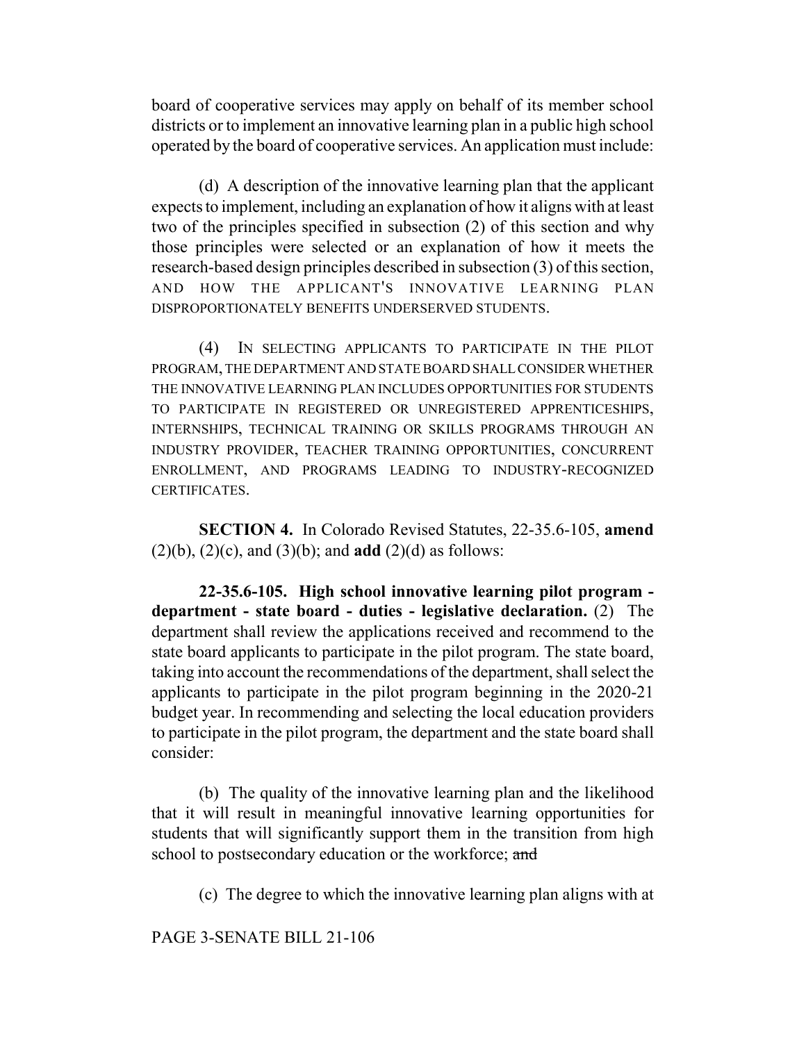board of cooperative services may apply on behalf of its member school districts or to implement an innovative learning plan in a public high school operated by the board of cooperative services. An application must include:

(d) A description of the innovative learning plan that the applicant expects to implement, including an explanation of how it aligns with at least two of the principles specified in subsection (2) of this section and why those principles were selected or an explanation of how it meets the research-based design principles described in subsection (3) of this section, AND HOW THE APPLICANT'S INNOVATIVE LEARNING PLAN DISPROPORTIONATELY BENEFITS UNDERSERVED STUDENTS.

(4) IN SELECTING APPLICANTS TO PARTICIPATE IN THE PILOT PROGRAM, THE DEPARTMENT AND STATE BOARD SHALL CONSIDER WHETHER THE INNOVATIVE LEARNING PLAN INCLUDES OPPORTUNITIES FOR STUDENTS TO PARTICIPATE IN REGISTERED OR UNREGISTERED APPRENTICESHIPS, INTERNSHIPS, TECHNICAL TRAINING OR SKILLS PROGRAMS THROUGH AN INDUSTRY PROVIDER, TEACHER TRAINING OPPORTUNITIES, CONCURRENT ENROLLMENT, AND PROGRAMS LEADING TO INDUSTRY-RECOGNIZED CERTIFICATES.

**SECTION 4.** In Colorado Revised Statutes, 22-35.6-105, **amend** (2)(b), (2)(c), and (3)(b); and **add** (2)(d) as follows:

**22-35.6-105. High school innovative learning pilot program - department - state board - duties - legislative declaration.** (2) The department shall review the applications received and recommend to the state board applicants to participate in the pilot program. The state board, taking into account the recommendations of the department, shall select the applicants to participate in the pilot program beginning in the 2020-21 budget year. In recommending and selecting the local education providers to participate in the pilot program, the department and the state board shall consider:

(b) The quality of the innovative learning plan and the likelihood that it will result in meaningful innovative learning opportunities for students that will significantly support them in the transition from high school to postsecondary education or the workforce; ~~and~~

(c) The degree to which the innovative learning plan aligns with at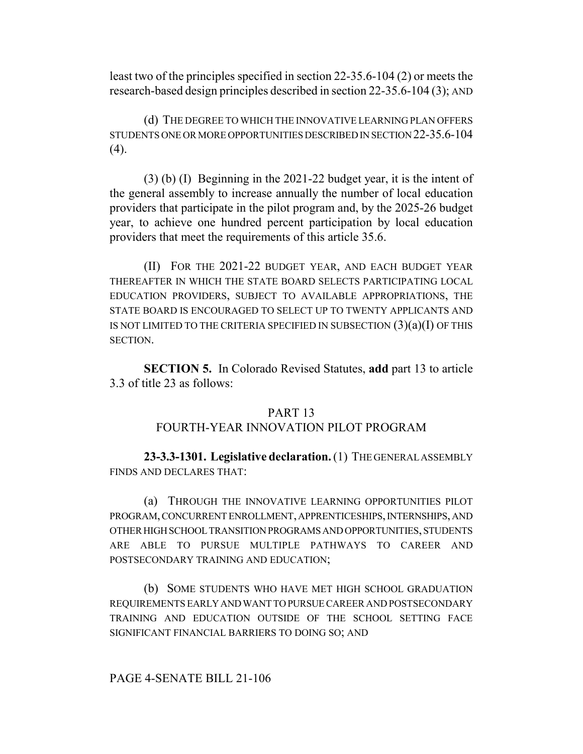least two of the principles specified in section 22-35.6-104 (2) or meets the research-based design principles described in section 22-35.6-104 (3); AND

(d) THE DEGREE TO WHICH THE INNOVATIVE LEARNING PLAN OFFERS STUDENTS ONE OR MORE OPPORTUNITIES DESCRIBED IN SECTION 22-35.6-104 (4).

(3) (b) (I) Beginning in the 2021-22 budget year, it is the intent of the general assembly to increase annually the number of local education providers that participate in the pilot program and, by the 2025-26 budget year, to achieve one hundred percent participation by local education providers that meet the requirements of this article 35.6.

(II) FOR THE 2021-22 BUDGET YEAR, AND EACH BUDGET YEAR THEREAFTER IN WHICH THE STATE BOARD SELECTS PARTICIPATING LOCAL EDUCATION PROVIDERS, SUBJECT TO AVAILABLE APPROPRIATIONS, THE STATE BOARD IS ENCOURAGED TO SELECT UP TO TWENTY APPLICANTS AND IS NOT LIMITED TO THE CRITERIA SPECIFIED IN SUBSECTION (3)(a)(I) OF THIS SECTION.

**SECTION 5.** In Colorado Revised Statutes, **add** part 13 to article 3.3 of title 23 as follows:

PART 13
FOURTH-YEAR INNOVATION PILOT PROGRAM

**23-3.3-1301. Legislative declaration.** (1) THE GENERAL ASSEMBLY FINDS AND DECLARES THAT:

(a) THROUGH THE INNOVATIVE LEARNING OPPORTUNITIES PILOT PROGRAM, CONCURRENT ENROLLMENT, APPRENTICESHIPS, INTERNSHIPS, AND OTHER HIGH SCHOOL TRANSITION PROGRAMS AND OPPORTUNITIES, STUDENTS ARE ABLE TO PURSUE MULTIPLE PATHWAYS TO CAREER AND POSTSECONDARY TRAINING AND EDUCATION;

(b) SOME STUDENTS WHO HAVE MET HIGH SCHOOL GRADUATION REQUIREMENTS EARLY AND WANT TO PURSUE CAREER AND POSTSECONDARY TRAINING AND EDUCATION OUTSIDE OF THE SCHOOL SETTING FACE SIGNIFICANT FINANCIAL BARRIERS TO DOING SO; AND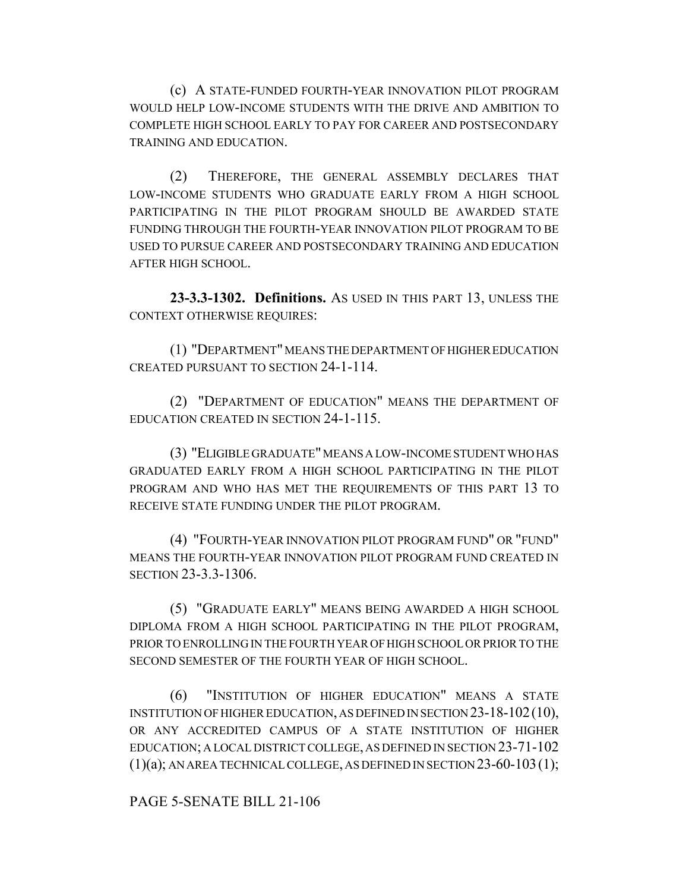(c) A STATE-FUNDED FOURTH-YEAR INNOVATION PILOT PROGRAM WOULD HELP LOW-INCOME STUDENTS WITH THE DRIVE AND AMBITION TO COMPLETE HIGH SCHOOL EARLY TO PAY FOR CAREER AND POSTSECONDARY TRAINING AND EDUCATION.

(2) THEREFORE, THE GENERAL ASSEMBLY DECLARES THAT LOW-INCOME STUDENTS WHO GRADUATE EARLY FROM A HIGH SCHOOL PARTICIPATING IN THE PILOT PROGRAM SHOULD BE AWARDED STATE FUNDING THROUGH THE FOURTH-YEAR INNOVATION PILOT PROGRAM TO BE USED TO PURSUE CAREER AND POSTSECONDARY TRAINING AND EDUCATION AFTER HIGH SCHOOL.

**23-3.3-1302. Definitions.** AS USED IN THIS PART 13, UNLESS THE CONTEXT OTHERWISE REQUIRES:

(1) "DEPARTMENT" MEANS THE DEPARTMENT OF HIGHER EDUCATION CREATED PURSUANT TO SECTION 24-1-114.

(2) "DEPARTMENT OF EDUCATION" MEANS THE DEPARTMENT OF EDUCATION CREATED IN SECTION 24-1-115.

(3) "ELIGIBLE GRADUATE" MEANS A LOW-INCOME STUDENT WHO HAS GRADUATED EARLY FROM A HIGH SCHOOL PARTICIPATING IN THE PILOT PROGRAM AND WHO HAS MET THE REQUIREMENTS OF THIS PART 13 TO RECEIVE STATE FUNDING UNDER THE PILOT PROGRAM.

(4) "FOURTH-YEAR INNOVATION PILOT PROGRAM FUND" OR "FUND" MEANS THE FOURTH-YEAR INNOVATION PILOT PROGRAM FUND CREATED IN SECTION 23-3.3-1306.

(5) "GRADUATE EARLY" MEANS BEING AWARDED A HIGH SCHOOL DIPLOMA FROM A HIGH SCHOOL PARTICIPATING IN THE PILOT PROGRAM, PRIOR TO ENROLLING IN THE FOURTH YEAR OF HIGH SCHOOL OR PRIOR TO THE SECOND SEMESTER OF THE FOURTH YEAR OF HIGH SCHOOL.

(6) "INSTITUTION OF HIGHER EDUCATION" MEANS A STATE INSTITUTION OF HIGHER EDUCATION, AS DEFINED IN SECTION 23-18-102 (10), OR ANY ACCREDITED CAMPUS OF A STATE INSTITUTION OF HIGHER EDUCATION; A LOCAL DISTRICT COLLEGE, AS DEFINED IN SECTION 23-71-102 (1)(a); AN AREA TECHNICAL COLLEGE, AS DEFINED IN SECTION 23-60-103 (1);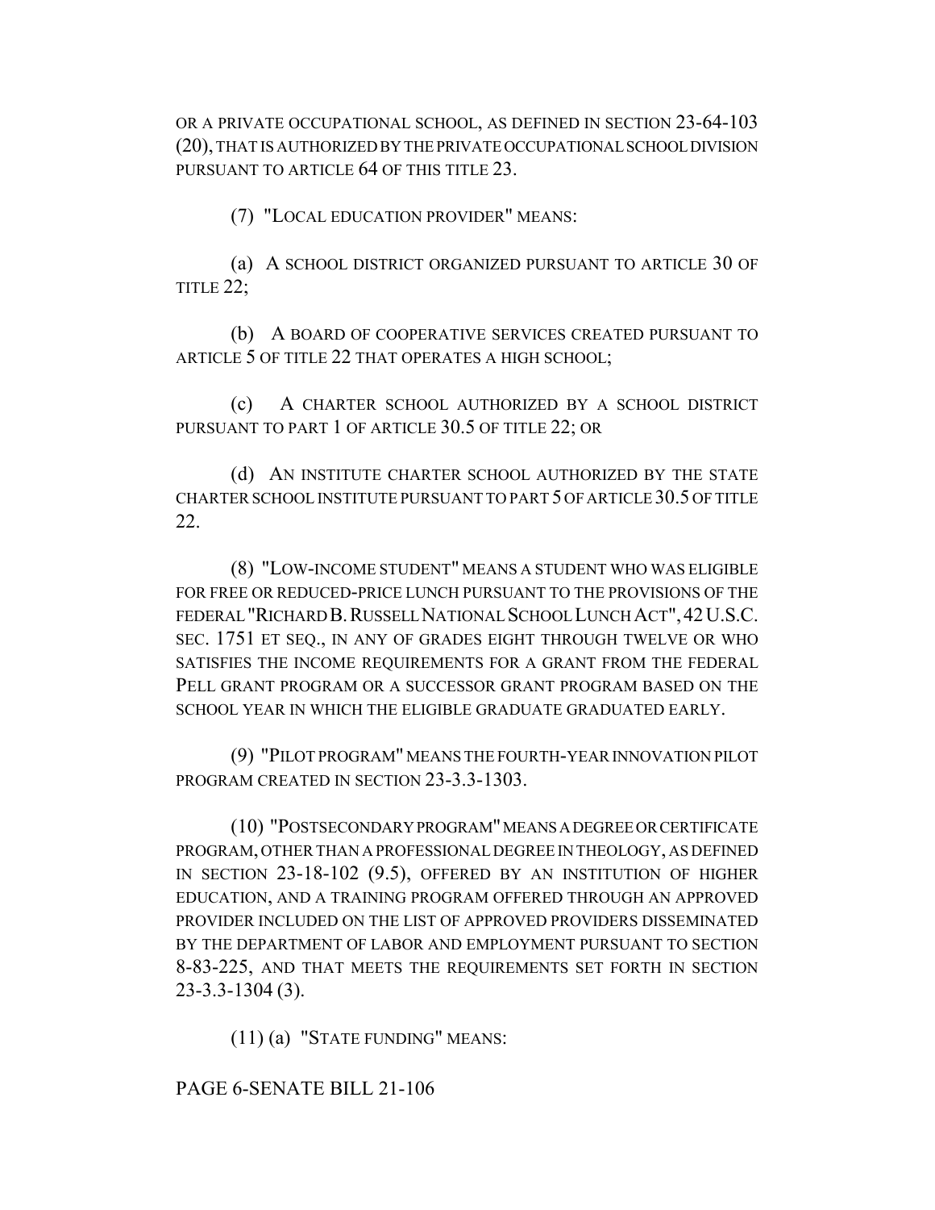OR A PRIVATE OCCUPATIONAL SCHOOL, AS DEFINED IN SECTION 23-64-103 (20), THAT IS AUTHORIZED BY THE PRIVATE OCCUPATIONAL SCHOOL DIVISION PURSUANT TO ARTICLE 64 OF THIS TITLE 23.

(7) "LOCAL EDUCATION PROVIDER" MEANS:

(a) A SCHOOL DISTRICT ORGANIZED PURSUANT TO ARTICLE 30 OF TITLE 22;

(b) A BOARD OF COOPERATIVE SERVICES CREATED PURSUANT TO ARTICLE 5 OF TITLE 22 THAT OPERATES A HIGH SCHOOL;

(c) A CHARTER SCHOOL AUTHORIZED BY A SCHOOL DISTRICT PURSUANT TO PART 1 OF ARTICLE 30.5 OF TITLE 22; OR

(d) AN INSTITUTE CHARTER SCHOOL AUTHORIZED BY THE STATE CHARTER SCHOOL INSTITUTE PURSUANT TO PART 5 OF ARTICLE 30.5 OF TITLE 22.

(8) "LOW-INCOME STUDENT" MEANS A STUDENT WHO WAS ELIGIBLE FOR FREE OR REDUCED-PRICE LUNCH PURSUANT TO THE PROVISIONS OF THE FEDERAL "RICHARD B. RUSSELL NATIONAL SCHOOL LUNCH ACT", 42 U.S.C. SEC. 1751 ET SEQ., IN ANY OF GRADES EIGHT THROUGH TWELVE OR WHO SATISFIES THE INCOME REQUIREMENTS FOR A GRANT FROM THE FEDERAL PELL GRANT PROGRAM OR A SUCCESSOR GRANT PROGRAM BASED ON THE SCHOOL YEAR IN WHICH THE ELIGIBLE GRADUATE GRADUATED EARLY.

(9) "PILOT PROGRAM" MEANS THE FOURTH-YEAR INNOVATION PILOT PROGRAM CREATED IN SECTION 23-3.3-1303.

(10) "POSTSECONDARY PROGRAM" MEANS A DEGREE OR CERTIFICATE PROGRAM, OTHER THAN A PROFESSIONAL DEGREE IN THEOLOGY, AS DEFINED IN SECTION 23-18-102 (9.5), OFFERED BY AN INSTITUTION OF HIGHER EDUCATION, AND A TRAINING PROGRAM OFFERED THROUGH AN APPROVED PROVIDER INCLUDED ON THE LIST OF APPROVED PROVIDERS DISSEMINATED BY THE DEPARTMENT OF LABOR AND EMPLOYMENT PURSUANT TO SECTION 8-83-225, AND THAT MEETS THE REQUIREMENTS SET FORTH IN SECTION 23-3.3-1304 (3).

(11) (a) "STATE FUNDING" MEANS:

PAGE 6-SENATE BILL 21-106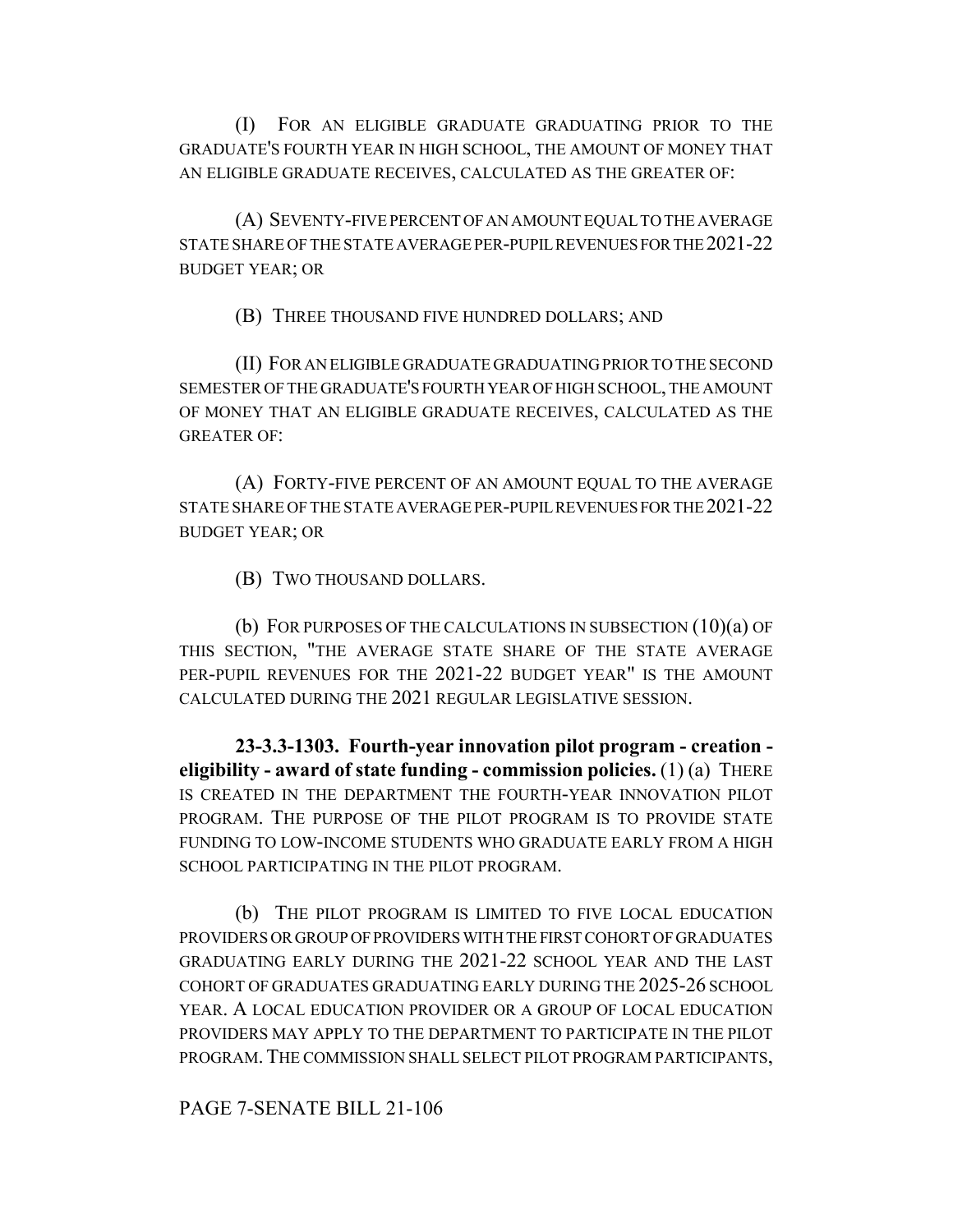(I) FOR AN ELIGIBLE GRADUATE GRADUATING PRIOR TO THE GRADUATE'S FOURTH YEAR IN HIGH SCHOOL, THE AMOUNT OF MONEY THAT AN ELIGIBLE GRADUATE RECEIVES, CALCULATED AS THE GREATER OF:

(A) SEVENTY-FIVE PERCENT OF AN AMOUNT EQUAL TO THE AVERAGE STATE SHARE OF THE STATE AVERAGE PER-PUPIL REVENUES FOR THE 2021-22 BUDGET YEAR; OR

(B) THREE THOUSAND FIVE HUNDRED DOLLARS; AND

(II) FOR AN ELIGIBLE GRADUATE GRADUATING PRIOR TO THE SECOND SEMESTER OF THE GRADUATE'S FOURTH YEAR OF HIGH SCHOOL, THE AMOUNT OF MONEY THAT AN ELIGIBLE GRADUATE RECEIVES, CALCULATED AS THE GREATER OF:

(A) FORTY-FIVE PERCENT OF AN AMOUNT EQUAL TO THE AVERAGE STATE SHARE OF THE STATE AVERAGE PER-PUPIL REVENUES FOR THE 2021-22 BUDGET YEAR; OR

(B) TWO THOUSAND DOLLARS.

(b) FOR PURPOSES OF THE CALCULATIONS IN SUBSECTION (10)(a) OF THIS SECTION, "THE AVERAGE STATE SHARE OF THE STATE AVERAGE PER-PUPIL REVENUES FOR THE 2021-22 BUDGET YEAR" IS THE AMOUNT CALCULATED DURING THE 2021 REGULAR LEGISLATIVE SESSION.

**23-3.3-1303. Fourth-year innovation pilot program - creation - eligibility - award of state funding - commission policies.** (1) (a) THERE IS CREATED IN THE DEPARTMENT THE FOURTH-YEAR INNOVATION PILOT PROGRAM. THE PURPOSE OF THE PILOT PROGRAM IS TO PROVIDE STATE FUNDING TO LOW-INCOME STUDENTS WHO GRADUATE EARLY FROM A HIGH SCHOOL PARTICIPATING IN THE PILOT PROGRAM.

(b) THE PILOT PROGRAM IS LIMITED TO FIVE LOCAL EDUCATION PROVIDERS OR GROUP OF PROVIDERS WITH THE FIRST COHORT OF GRADUATES GRADUATING EARLY DURING THE 2021-22 SCHOOL YEAR AND THE LAST COHORT OF GRADUATES GRADUATING EARLY DURING THE 2025-26 SCHOOL YEAR. A LOCAL EDUCATION PROVIDER OR A GROUP OF LOCAL EDUCATION PROVIDERS MAY APPLY TO THE DEPARTMENT TO PARTICIPATE IN THE PILOT PROGRAM. THE COMMISSION SHALL SELECT PILOT PROGRAM PARTICIPANTS,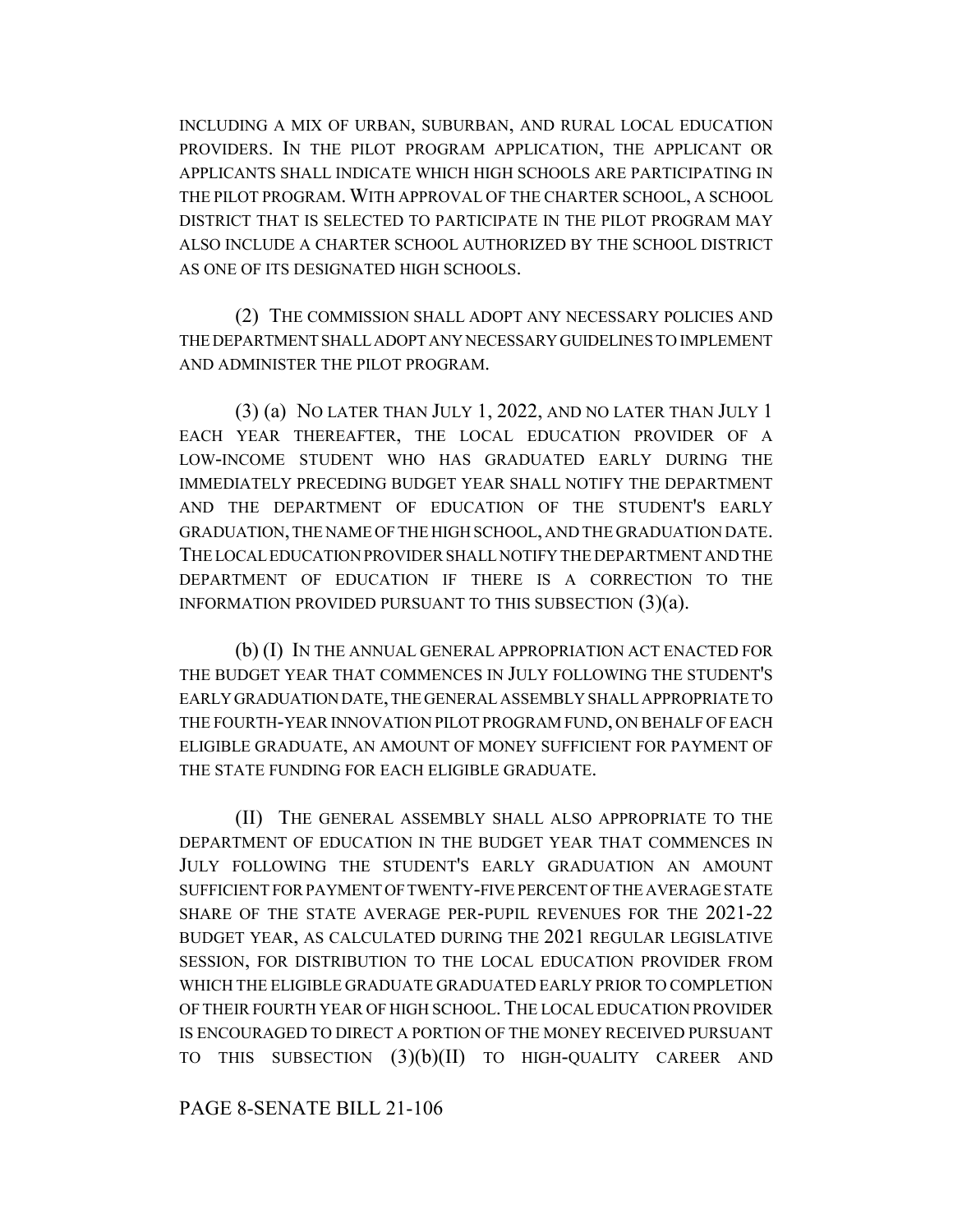INCLUDING A MIX OF URBAN, SUBURBAN, AND RURAL LOCAL EDUCATION PROVIDERS. IN THE PILOT PROGRAM APPLICATION, THE APPLICANT OR APPLICANTS SHALL INDICATE WHICH HIGH SCHOOLS ARE PARTICIPATING IN THE PILOT PROGRAM. WITH APPROVAL OF THE CHARTER SCHOOL, A SCHOOL DISTRICT THAT IS SELECTED TO PARTICIPATE IN THE PILOT PROGRAM MAY ALSO INCLUDE A CHARTER SCHOOL AUTHORIZED BY THE SCHOOL DISTRICT AS ONE OF ITS DESIGNATED HIGH SCHOOLS.

(2) THE COMMISSION SHALL ADOPT ANY NECESSARY POLICIES AND THE DEPARTMENT SHALL ADOPT ANY NECESSARY GUIDELINES TO IMPLEMENT AND ADMINISTER THE PILOT PROGRAM.

(3) (a) NO LATER THAN JULY 1, 2022, AND NO LATER THAN JULY 1 EACH YEAR THEREAFTER, THE LOCAL EDUCATION PROVIDER OF A LOW-INCOME STUDENT WHO HAS GRADUATED EARLY DURING THE IMMEDIATELY PRECEDING BUDGET YEAR SHALL NOTIFY THE DEPARTMENT AND THE DEPARTMENT OF EDUCATION OF THE STUDENT'S EARLY GRADUATION, THE NAME OF THE HIGH SCHOOL, AND THE GRADUATION DATE. THE LOCAL EDUCATION PROVIDER SHALL NOTIFY THE DEPARTMENT AND THE DEPARTMENT OF EDUCATION IF THERE IS A CORRECTION TO THE INFORMATION PROVIDED PURSUANT TO THIS SUBSECTION (3)(a).

(b) (I) IN THE ANNUAL GENERAL APPROPRIATION ACT ENACTED FOR THE BUDGET YEAR THAT COMMENCES IN JULY FOLLOWING THE STUDENT'S EARLY GRADUATION DATE, THE GENERAL ASSEMBLY SHALL APPROPRIATE TO THE FOURTH-YEAR INNOVATION PILOT PROGRAM FUND, ON BEHALF OF EACH ELIGIBLE GRADUATE, AN AMOUNT OF MONEY SUFFICIENT FOR PAYMENT OF THE STATE FUNDING FOR EACH ELIGIBLE GRADUATE.

(II) THE GENERAL ASSEMBLY SHALL ALSO APPROPRIATE TO THE DEPARTMENT OF EDUCATION IN THE BUDGET YEAR THAT COMMENCES IN JULY FOLLOWING THE STUDENT'S EARLY GRADUATION AN AMOUNT SUFFICIENT FOR PAYMENT OF TWENTY-FIVE PERCENT OF THE AVERAGE STATE SHARE OF THE STATE AVERAGE PER-PUPIL REVENUES FOR THE 2021-22 BUDGET YEAR, AS CALCULATED DURING THE 2021 REGULAR LEGISLATIVE SESSION, FOR DISTRIBUTION TO THE LOCAL EDUCATION PROVIDER FROM WHICH THE ELIGIBLE GRADUATE GRADUATED EARLY PRIOR TO COMPLETION OF THEIR FOURTH YEAR OF HIGH SCHOOL. THE LOCAL EDUCATION PROVIDER IS ENCOURAGED TO DIRECT A PORTION OF THE MONEY RECEIVED PURSUANT TO THIS SUBSECTION (3)(b)(II) TO HIGH-QUALITY CAREER AND

PAGE 8-SENATE BILL 21-106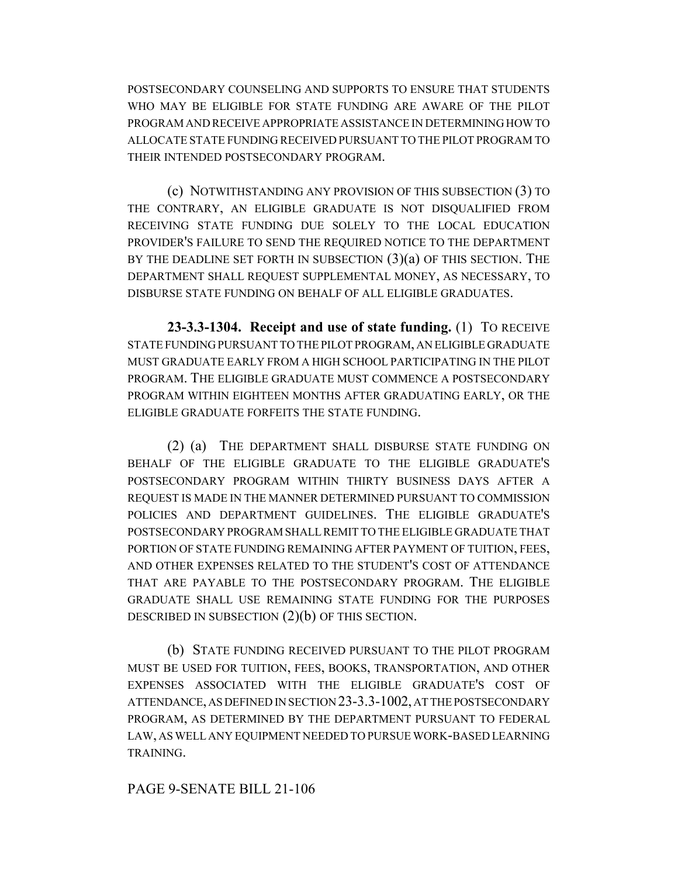POSTSECONDARY COUNSELING AND SUPPORTS TO ENSURE THAT STUDENTS WHO MAY BE ELIGIBLE FOR STATE FUNDING ARE AWARE OF THE PILOT PROGRAM AND RECEIVE APPROPRIATE ASSISTANCE IN DETERMINING HOW TO ALLOCATE STATE FUNDING RECEIVED PURSUANT TO THE PILOT PROGRAM TO THEIR INTENDED POSTSECONDARY PROGRAM.

(c) NOTWITHSTANDING ANY PROVISION OF THIS SUBSECTION (3) TO THE CONTRARY, AN ELIGIBLE GRADUATE IS NOT DISQUALIFIED FROM RECEIVING STATE FUNDING DUE SOLELY TO THE LOCAL EDUCATION PROVIDER'S FAILURE TO SEND THE REQUIRED NOTICE TO THE DEPARTMENT BY THE DEADLINE SET FORTH IN SUBSECTION (3)(a) OF THIS SECTION. THE DEPARTMENT SHALL REQUEST SUPPLEMENTAL MONEY, AS NECESSARY, TO DISBURSE STATE FUNDING ON BEHALF OF ALL ELIGIBLE GRADUATES.

**23-3.3-1304. Receipt and use of state funding.** (1) TO RECEIVE STATE FUNDING PURSUANT TO THE PILOT PROGRAM, AN ELIGIBLE GRADUATE MUST GRADUATE EARLY FROM A HIGH SCHOOL PARTICIPATING IN THE PILOT PROGRAM. THE ELIGIBLE GRADUATE MUST COMMENCE A POSTSECONDARY PROGRAM WITHIN EIGHTEEN MONTHS AFTER GRADUATING EARLY, OR THE ELIGIBLE GRADUATE FORFEITS THE STATE FUNDING.

(2) (a) THE DEPARTMENT SHALL DISBURSE STATE FUNDING ON BEHALF OF THE ELIGIBLE GRADUATE TO THE ELIGIBLE GRADUATE'S POSTSECONDARY PROGRAM WITHIN THIRTY BUSINESS DAYS AFTER A REQUEST IS MADE IN THE MANNER DETERMINED PURSUANT TO COMMISSION POLICIES AND DEPARTMENT GUIDELINES. THE ELIGIBLE GRADUATE'S POSTSECONDARY PROGRAM SHALL REMIT TO THE ELIGIBLE GRADUATE THAT PORTION OF STATE FUNDING REMAINING AFTER PAYMENT OF TUITION, FEES, AND OTHER EXPENSES RELATED TO THE STUDENT'S COST OF ATTENDANCE THAT ARE PAYABLE TO THE POSTSECONDARY PROGRAM. THE ELIGIBLE GRADUATE SHALL USE REMAINING STATE FUNDING FOR THE PURPOSES DESCRIBED IN SUBSECTION (2)(b) OF THIS SECTION.

(b) STATE FUNDING RECEIVED PURSUANT TO THE PILOT PROGRAM MUST BE USED FOR TUITION, FEES, BOOKS, TRANSPORTATION, AND OTHER EXPENSES ASSOCIATED WITH THE ELIGIBLE GRADUATE'S COST OF ATTENDANCE, AS DEFINED IN SECTION 23-3.3-1002, AT THE POSTSECONDARY PROGRAM, AS DETERMINED BY THE DEPARTMENT PURSUANT TO FEDERAL LAW, AS WELL ANY EQUIPMENT NEEDED TO PURSUE WORK-BASED LEARNING TRAINING.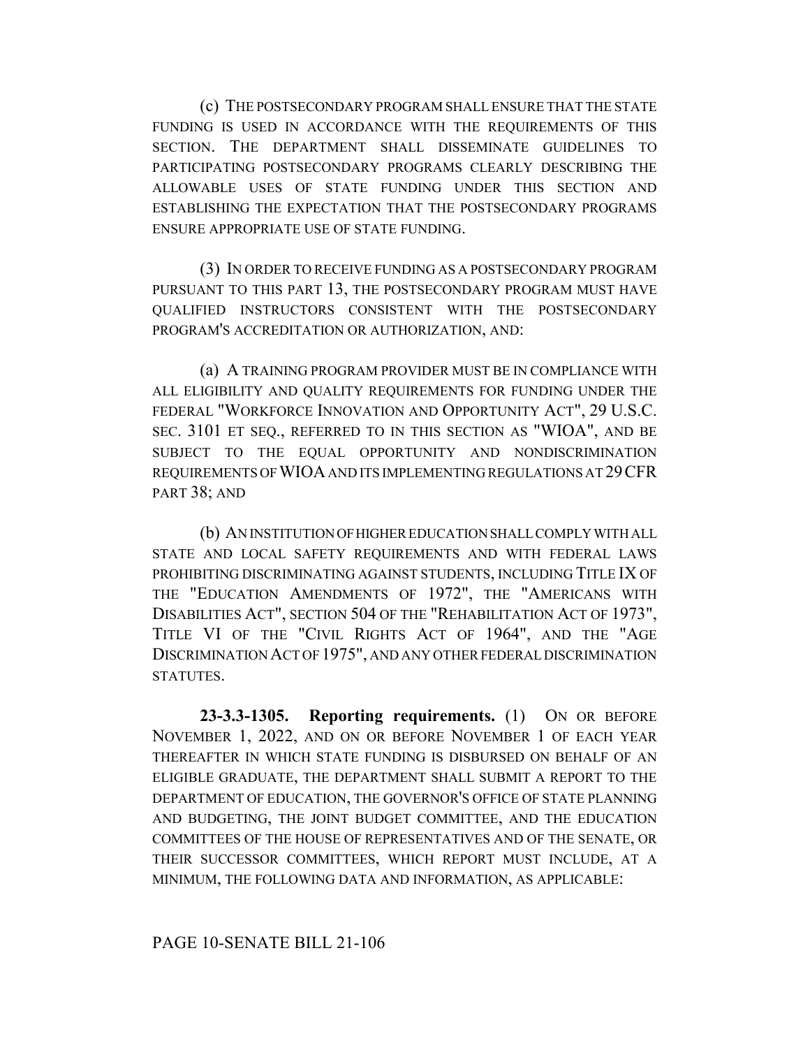(c) THE POSTSECONDARY PROGRAM SHALL ENSURE THAT THE STATE FUNDING IS USED IN ACCORDANCE WITH THE REQUIREMENTS OF THIS SECTION. THE DEPARTMENT SHALL DISSEMINATE GUIDELINES TO PARTICIPATING POSTSECONDARY PROGRAMS CLEARLY DESCRIBING THE ALLOWABLE USES OF STATE FUNDING UNDER THIS SECTION AND ESTABLISHING THE EXPECTATION THAT THE POSTSECONDARY PROGRAMS ENSURE APPROPRIATE USE OF STATE FUNDING.

(3) IN ORDER TO RECEIVE FUNDING AS A POSTSECONDARY PROGRAM PURSUANT TO THIS PART 13, THE POSTSECONDARY PROGRAM MUST HAVE QUALIFIED INSTRUCTORS CONSISTENT WITH THE POSTSECONDARY PROGRAM'S ACCREDITATION OR AUTHORIZATION, AND:

(a) A TRAINING PROGRAM PROVIDER MUST BE IN COMPLIANCE WITH ALL ELIGIBILITY AND QUALITY REQUIREMENTS FOR FUNDING UNDER THE FEDERAL "WORKFORCE INNOVATION AND OPPORTUNITY ACT", 29 U.S.C. SEC. 3101 ET SEQ., REFERRED TO IN THIS SECTION AS "WIOA", AND BE SUBJECT TO THE EQUAL OPPORTUNITY AND NONDISCRIMINATION REQUIREMENTS OF WIOA AND ITS IMPLEMENTING REGULATIONS AT 29 CFR PART 38; AND

(b) AN INSTITUTION OF HIGHER EDUCATION SHALL COMPLY WITH ALL STATE AND LOCAL SAFETY REQUIREMENTS AND WITH FEDERAL LAWS PROHIBITING DISCRIMINATING AGAINST STUDENTS, INCLUDING TITLE IX OF THE "EDUCATION AMENDMENTS OF 1972", THE "AMERICANS WITH DISABILITIES ACT", SECTION 504 OF THE "REHABILITATION ACT OF 1973", TITLE VI OF THE "CIVIL RIGHTS ACT OF 1964", AND THE "AGE DISCRIMINATION ACT OF 1975", AND ANY OTHER FEDERAL DISCRIMINATION STATUTES.

**23-3.3-1305. Reporting requirements.** (1) ON OR BEFORE NOVEMBER 1, 2022, AND ON OR BEFORE NOVEMBER 1 OF EACH YEAR THEREAFTER IN WHICH STATE FUNDING IS DISBURSED ON BEHALF OF AN ELIGIBLE GRADUATE, THE DEPARTMENT SHALL SUBMIT A REPORT TO THE DEPARTMENT OF EDUCATION, THE GOVERNOR'S OFFICE OF STATE PLANNING AND BUDGETING, THE JOINT BUDGET COMMITTEE, AND THE EDUCATION COMMITTEES OF THE HOUSE OF REPRESENTATIVES AND OF THE SENATE, OR THEIR SUCCESSOR COMMITTEES, WHICH REPORT MUST INCLUDE, AT A MINIMUM, THE FOLLOWING DATA AND INFORMATION, AS APPLICABLE: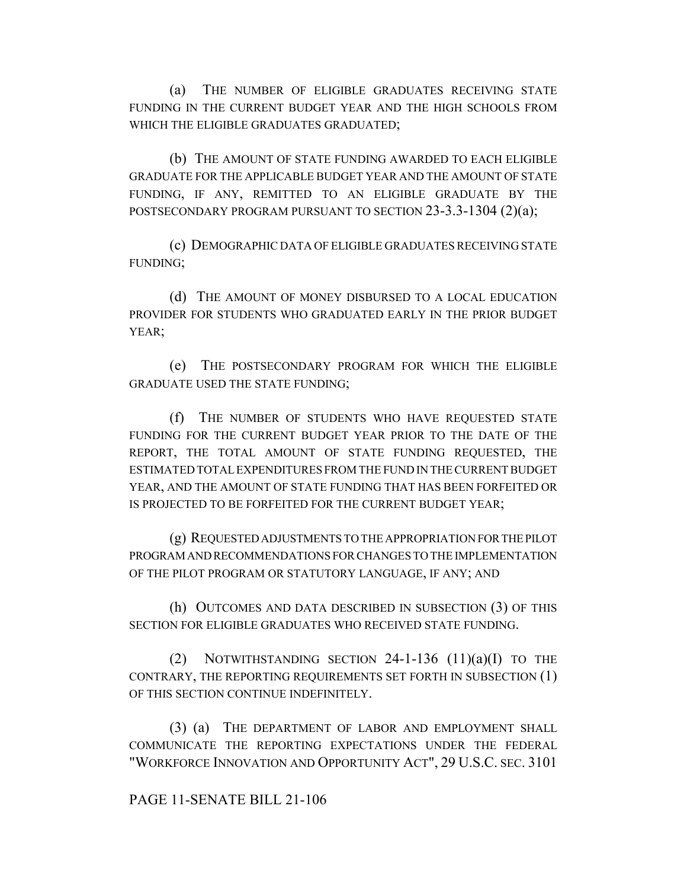(a) THE NUMBER OF ELIGIBLE GRADUATES RECEIVING STATE FUNDING IN THE CURRENT BUDGET YEAR AND THE HIGH SCHOOLS FROM WHICH THE ELIGIBLE GRADUATES GRADUATED;

(b) THE AMOUNT OF STATE FUNDING AWARDED TO EACH ELIGIBLE GRADUATE FOR THE APPLICABLE BUDGET YEAR AND THE AMOUNT OF STATE FUNDING, IF ANY, REMITTED TO AN ELIGIBLE GRADUATE BY THE POSTSECONDARY PROGRAM PURSUANT TO SECTION 23-3.3-1304 (2)(a);

(c) DEMOGRAPHIC DATA OF ELIGIBLE GRADUATES RECEIVING STATE FUNDING;

(d) THE AMOUNT OF MONEY DISBURSED TO A LOCAL EDUCATION PROVIDER FOR STUDENTS WHO GRADUATED EARLY IN THE PRIOR BUDGET YEAR;

(e) THE POSTSECONDARY PROGRAM FOR WHICH THE ELIGIBLE GRADUATE USED THE STATE FUNDING;

(f) THE NUMBER OF STUDENTS WHO HAVE REQUESTED STATE FUNDING FOR THE CURRENT BUDGET YEAR PRIOR TO THE DATE OF THE REPORT, THE TOTAL AMOUNT OF STATE FUNDING REQUESTED, THE ESTIMATED TOTAL EXPENDITURES FROM THE FUND IN THE CURRENT BUDGET YEAR, AND THE AMOUNT OF STATE FUNDING THAT HAS BEEN FORFEITED OR IS PROJECTED TO BE FORFEITED FOR THE CURRENT BUDGET YEAR;

(g) REQUESTED ADJUSTMENTS TO THE APPROPRIATION FOR THE PILOT PROGRAM AND RECOMMENDATIONS FOR CHANGES TO THE IMPLEMENTATION OF THE PILOT PROGRAM OR STATUTORY LANGUAGE, IF ANY; AND

(h) OUTCOMES AND DATA DESCRIBED IN SUBSECTION (3) OF THIS SECTION FOR ELIGIBLE GRADUATES WHO RECEIVED STATE FUNDING.

(2) NOTWITHSTANDING SECTION 24-1-136 (11)(a)(I) TO THE CONTRARY, THE REPORTING REQUIREMENTS SET FORTH IN SUBSECTION (1) OF THIS SECTION CONTINUE INDEFINITELY.

(3) (a) THE DEPARTMENT OF LABOR AND EMPLOYMENT SHALL COMMUNICATE THE REPORTING EXPECTATIONS UNDER THE FEDERAL "WORKFORCE INNOVATION AND OPPORTUNITY ACT", 29 U.S.C. SEC. 3101

PAGE 11-SENATE BILL 21-106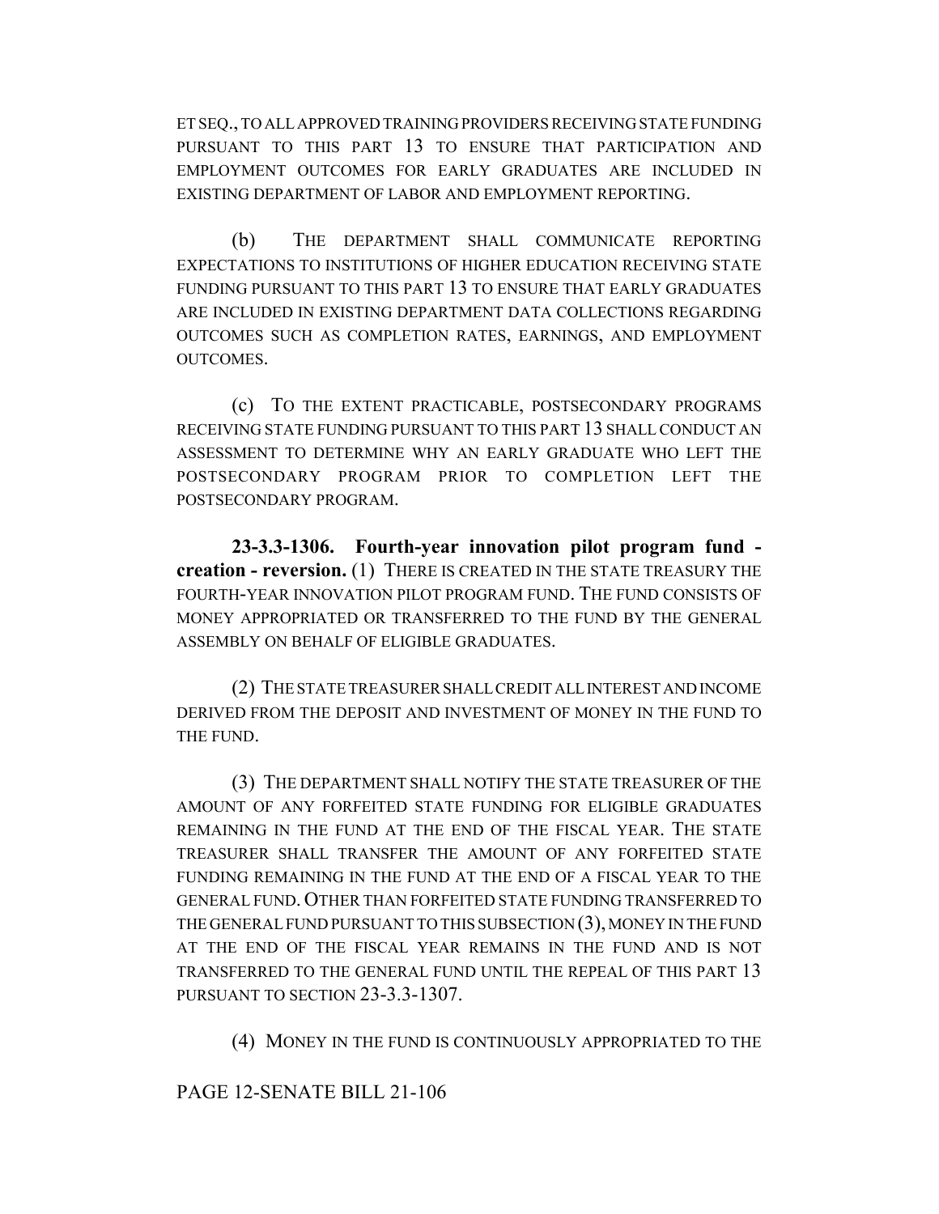ET SEQ., TO ALL APPROVED TRAINING PROVIDERS RECEIVING STATE FUNDING PURSUANT TO THIS PART 13 TO ENSURE THAT PARTICIPATION AND EMPLOYMENT OUTCOMES FOR EARLY GRADUATES ARE INCLUDED IN EXISTING DEPARTMENT OF LABOR AND EMPLOYMENT REPORTING.

(b) THE DEPARTMENT SHALL COMMUNICATE REPORTING EXPECTATIONS TO INSTITUTIONS OF HIGHER EDUCATION RECEIVING STATE FUNDING PURSUANT TO THIS PART 13 TO ENSURE THAT EARLY GRADUATES ARE INCLUDED IN EXISTING DEPARTMENT DATA COLLECTIONS REGARDING OUTCOMES SUCH AS COMPLETION RATES, EARNINGS, AND EMPLOYMENT OUTCOMES.

(c) TO THE EXTENT PRACTICABLE, POSTSECONDARY PROGRAMS RECEIVING STATE FUNDING PURSUANT TO THIS PART 13 SHALL CONDUCT AN ASSESSMENT TO DETERMINE WHY AN EARLY GRADUATE WHO LEFT THE POSTSECONDARY PROGRAM PRIOR TO COMPLETION LEFT THE POSTSECONDARY PROGRAM.

**23-3.3-1306. Fourth-year innovation pilot program fund - creation - reversion.** (1) THERE IS CREATED IN THE STATE TREASURY THE FOURTH-YEAR INNOVATION PILOT PROGRAM FUND. THE FUND CONSISTS OF MONEY APPROPRIATED OR TRANSFERRED TO THE FUND BY THE GENERAL ASSEMBLY ON BEHALF OF ELIGIBLE GRADUATES.

(2) THE STATE TREASURER SHALL CREDIT ALL INTEREST AND INCOME DERIVED FROM THE DEPOSIT AND INVESTMENT OF MONEY IN THE FUND TO THE FUND.

(3) THE DEPARTMENT SHALL NOTIFY THE STATE TREASURER OF THE AMOUNT OF ANY FORFEITED STATE FUNDING FOR ELIGIBLE GRADUATES REMAINING IN THE FUND AT THE END OF THE FISCAL YEAR. THE STATE TREASURER SHALL TRANSFER THE AMOUNT OF ANY FORFEITED STATE FUNDING REMAINING IN THE FUND AT THE END OF A FISCAL YEAR TO THE GENERAL FUND. OTHER THAN FORFEITED STATE FUNDING TRANSFERRED TO THE GENERAL FUND PURSUANT TO THIS SUBSECTION (3), MONEY IN THE FUND AT THE END OF THE FISCAL YEAR REMAINS IN THE FUND AND IS NOT TRANSFERRED TO THE GENERAL FUND UNTIL THE REPEAL OF THIS PART 13 PURSUANT TO SECTION 23-3.3-1307.

(4) MONEY IN THE FUND IS CONTINUOUSLY APPROPRIATED TO THE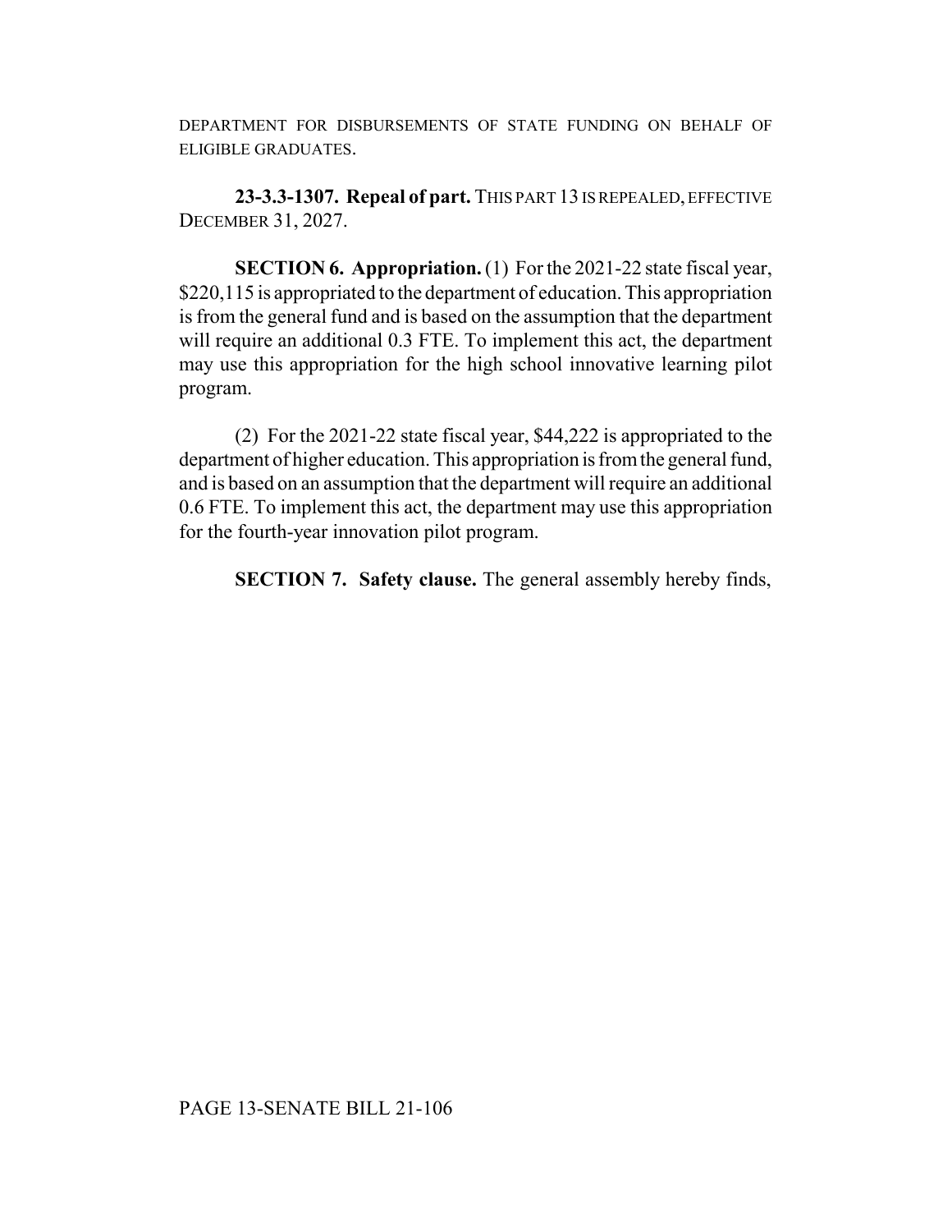DEPARTMENT FOR DISBURSEMENTS OF STATE FUNDING ON BEHALF OF ELIGIBLE GRADUATES.

**23-3.3-1307. Repeal of part.** THIS PART 13 IS REPEALED, EFFECTIVE DECEMBER 31, 2027.

**SECTION 6. Appropriation.** (1) For the 2021-22 state fiscal year, $220,115 is appropriated to the department of education. This appropriation is from the general fund and is based on the assumption that the department will require an additional 0.3 FTE. To implement this act, the department may use this appropriation for the high school innovative learning pilot program.

(2) For the 2021-22 state fiscal year, $44,222 is appropriated to the department of higher education. This appropriation is from the general fund, and is based on an assumption that the department will require an additional 0.6 FTE. To implement this act, the department may use this appropriation for the fourth-year innovation pilot program.

**SECTION 7. Safety clause.** The general assembly hereby finds,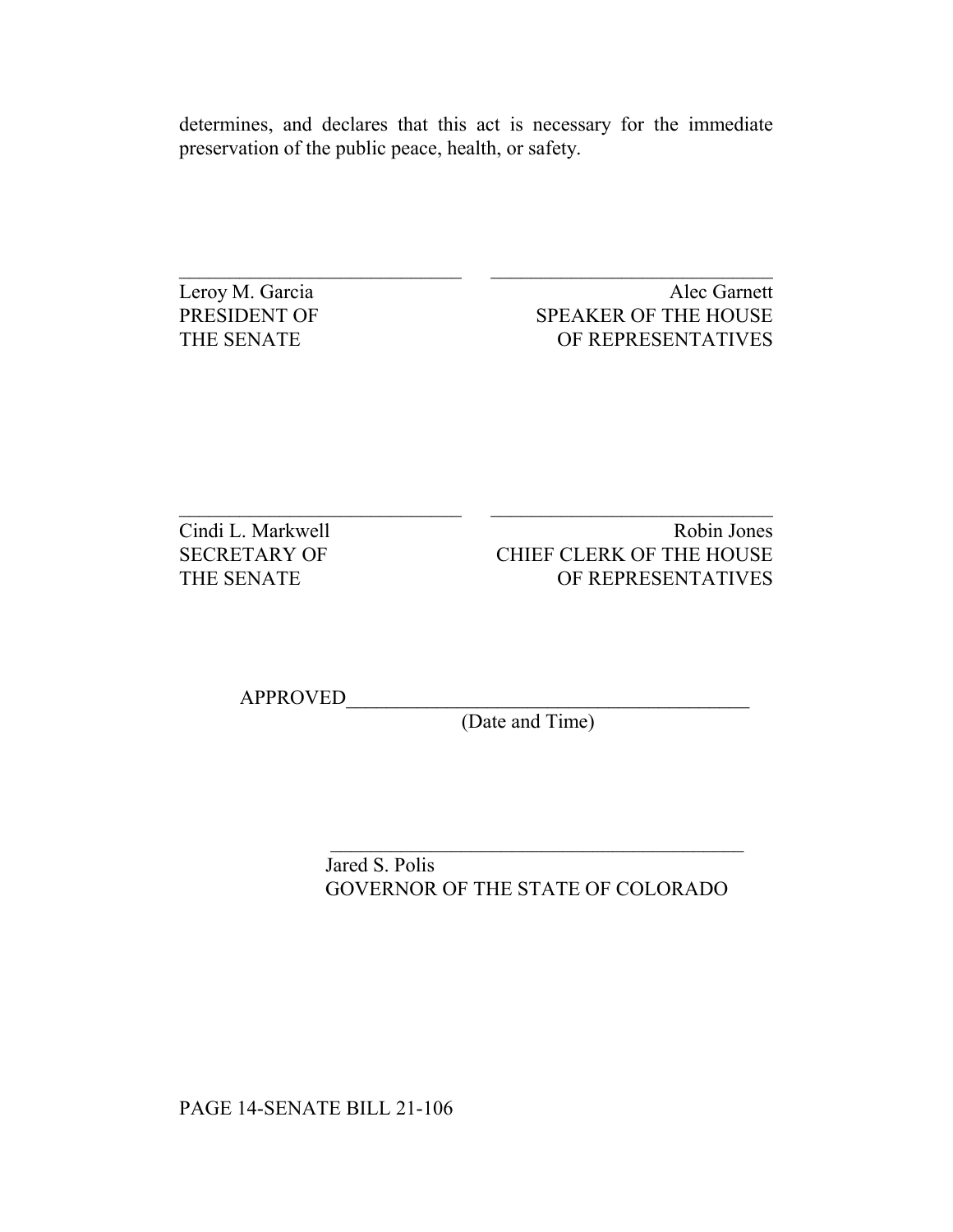determines, and declares that this act is necessary for the immediate preservation of the public peace, health, or safety.

____________________________ ____________________________

Leroy M. Garcia
PRESIDENT OF
THE SENATE

Alec Garnett
SPEAKER OF THE HOUSE
OF REPRESENTATIVES

____________________________ ____________________________

Cindi L. Markwell
SECRETARY OF
THE SENATE

Robin Jones
CHIEF CLERK OF THE HOUSE
OF REPRESENTATIVES

APPROVED________________________________________
(Date and Time)

_________________________________________

Jared S. Polis
GOVERNOR OF THE STATE OF COLORADO

PAGE 14-SENATE BILL 21-106